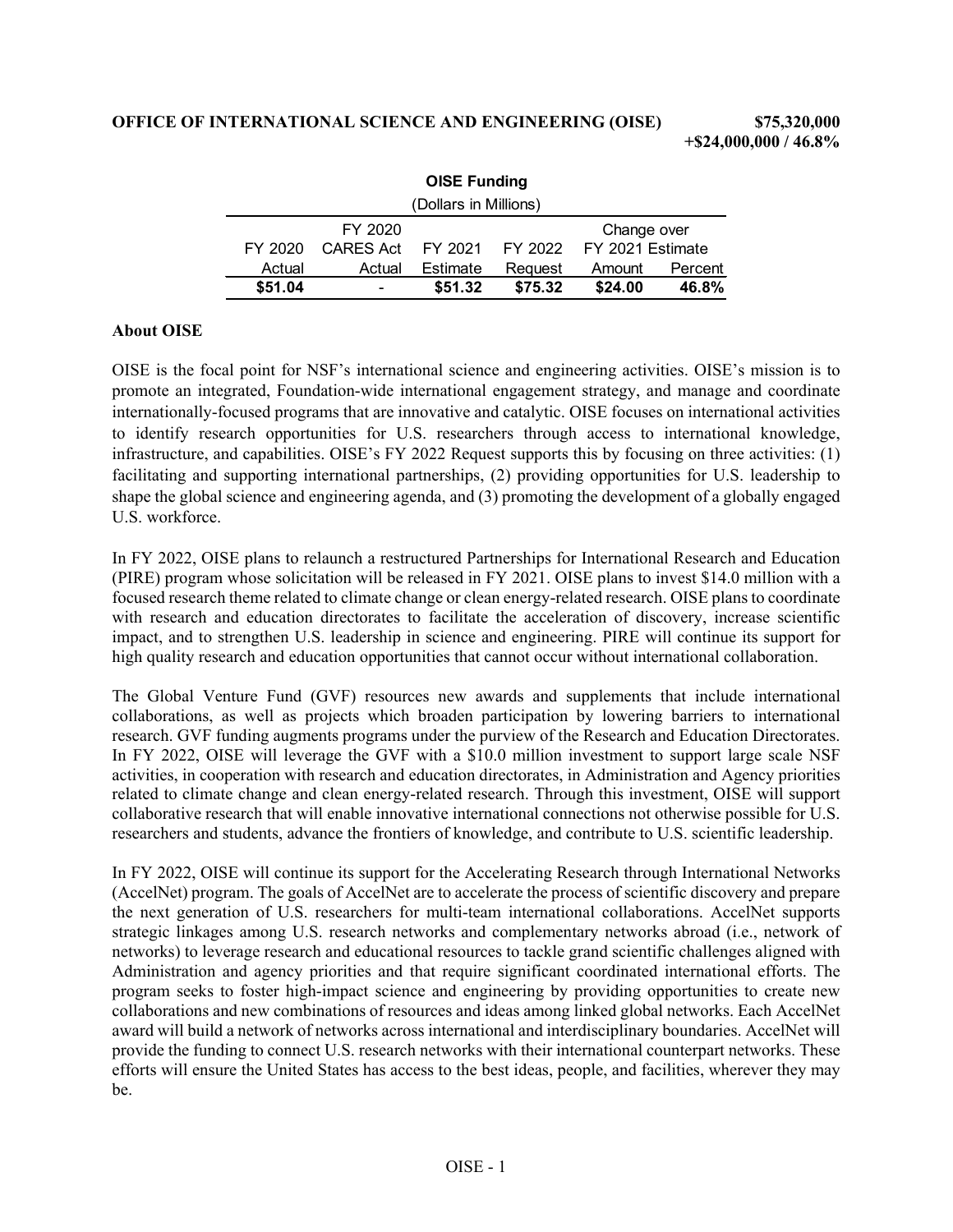**OFFICE OF INTERNATIONAL SCIENCE AND ENGINEERING (OISE) $75,320,000**
**+$24,000,000 / 46.8%**

**OISE Funding**
(Dollars in Millions)

| FY 2020 Actual | FY 2020 CARES Act Actual | FY 2021 Estimate | FY 2022 Request | Change over FY 2021 Estimate Amount | Change over FY 2021 Estimate Percent |
|---|---|---|---|---|---|
| **$51.04** | - | **$51.32** | **$75.32** | **$24.00** | **46.8%** |

**About OISE**

OISE is the focal point for NSF's international science and engineering activities. OISE's mission is to promote an integrated, Foundation-wide international engagement strategy, and manage and coordinate internationally-focused programs that are innovative and catalytic. OISE focuses on international activities to identify research opportunities for U.S. researchers through access to international knowledge, infrastructure, and capabilities. OISE's FY 2022 Request supports this by focusing on three activities: (1) facilitating and supporting international partnerships, (2) providing opportunities for U.S. leadership to shape the global science and engineering agenda, and (3) promoting the development of a globally engaged U.S. workforce.

In FY 2022, OISE plans to relaunch a restructured Partnerships for International Research and Education (PIRE) program whose solicitation will be released in FY 2021. OISE plans to invest $14.0 million with a focused research theme related to climate change or clean energy-related research. OISE plans to coordinate with research and education directorates to facilitate the acceleration of discovery, increase scientific impact, and to strengthen U.S. leadership in science and engineering. PIRE will continue its support for high quality research and education opportunities that cannot occur without international collaboration.

The Global Venture Fund (GVF) resources new awards and supplements that include international collaborations, as well as projects which broaden participation by lowering barriers to international research. GVF funding augments programs under the purview of the Research and Education Directorates. In FY 2022, OISE will leverage the GVF with a $10.0 million investment to support large scale NSF activities, in cooperation with research and education directorates, in Administration and Agency priorities related to climate change and clean energy-related research. Through this investment, OISE will support collaborative research that will enable innovative international connections not otherwise possible for U.S. researchers and students, advance the frontiers of knowledge, and contribute to U.S. scientific leadership.

In FY 2022, OISE will continue its support for the Accelerating Research through International Networks (AccelNet) program. The goals of AccelNet are to accelerate the process of scientific discovery and prepare the next generation of U.S. researchers for multi-team international collaborations. AccelNet supports strategic linkages among U.S. research networks and complementary networks abroad (i.e., network of networks) to leverage research and educational resources to tackle grand scientific challenges aligned with Administration and agency priorities and that require significant coordinated international efforts. The program seeks to foster high-impact science and engineering by providing opportunities to create new collaborations and new combinations of resources and ideas among linked global networks. Each AccelNet award will build a network of networks across international and interdisciplinary boundaries. AccelNet will provide the funding to connect U.S. research networks with their international counterpart networks. These efforts will ensure the United States has access to the best ideas, people, and facilities, wherever they may be.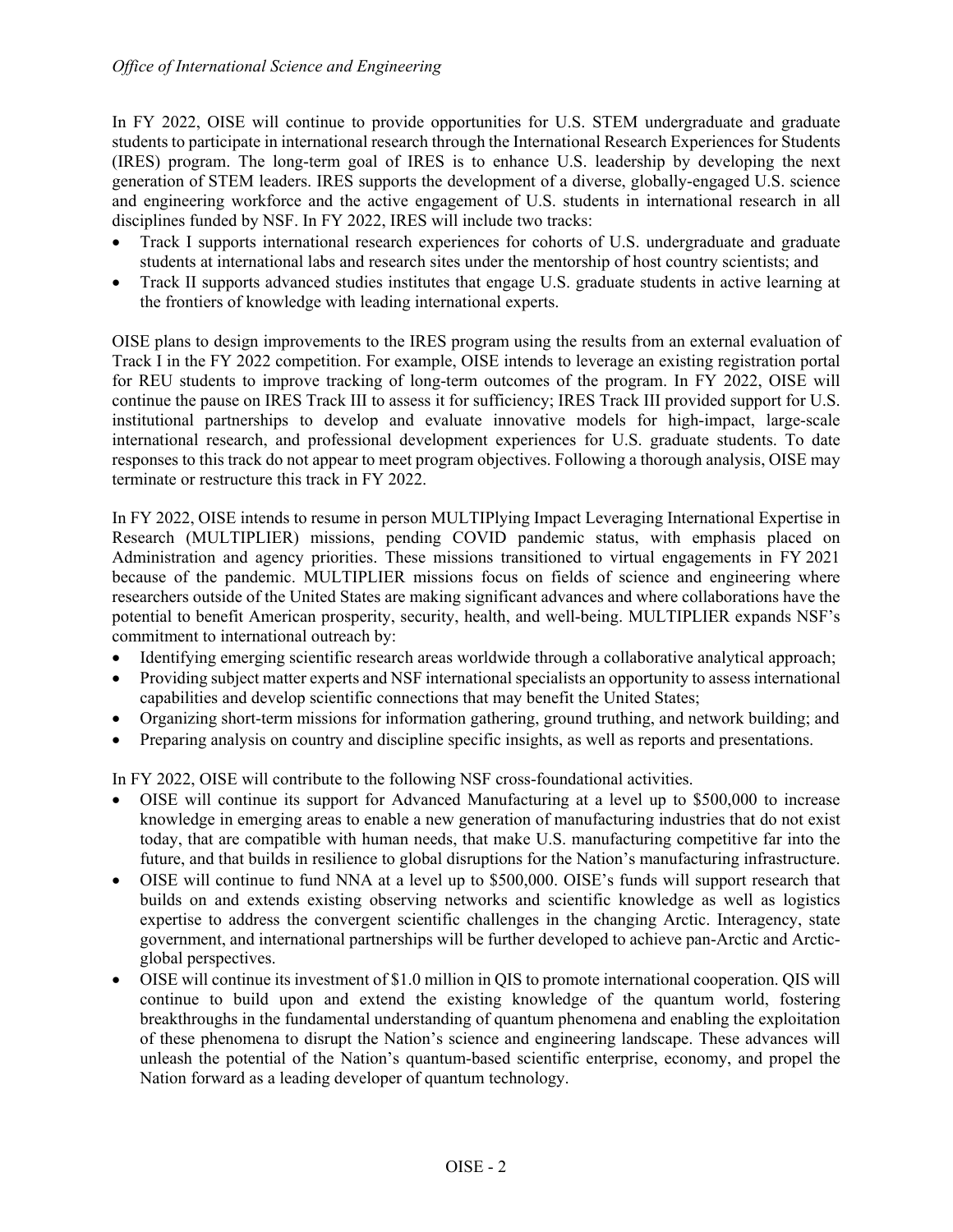In FY 2022, OISE will continue to provide opportunities for U.S. STEM undergraduate and graduate students to participate in international research through the International Research Experiences for Students (IRES) program. The long-term goal of IRES is to enhance U.S. leadership by developing the next generation of STEM leaders. IRES supports the development of a diverse, globally-engaged U.S. science and engineering workforce and the active engagement of U.S. students in international research in all disciplines funded by NSF. In FY 2022, IRES will include two tracks:

- Track I supports international research experiences for cohorts of U.S. undergraduate and graduate students at international labs and research sites under the mentorship of host country scientists; and
- Track II supports advanced studies institutes that engage U.S. graduate students in active learning at the frontiers of knowledge with leading international experts.

OISE plans to design improvements to the IRES program using the results from an external evaluation of Track I in the FY 2022 competition. For example, OISE intends to leverage an existing registration portal for REU students to improve tracking of long-term outcomes of the program. In FY 2022, OISE will continue the pause on IRES Track III to assess it for sufficiency; IRES Track III provided support for U.S. institutional partnerships to develop and evaluate innovative models for high-impact, large-scale international research, and professional development experiences for U.S. graduate students. To date responses to this track do not appear to meet program objectives. Following a thorough analysis, OISE may terminate or restructure this track in FY 2022.

In FY 2022, OISE intends to resume in person MULTIPlying Impact Leveraging International Expertise in Research (MULTIPLIER) missions, pending COVID pandemic status, with emphasis placed on Administration and agency priorities. These missions transitioned to virtual engagements in FY 2021 because of the pandemic. MULTIPLIER missions focus on fields of science and engineering where researchers outside of the United States are making significant advances and where collaborations have the potential to benefit American prosperity, security, health, and well-being. MULTIPLIER expands NSF's commitment to international outreach by:

- Identifying emerging scientific research areas worldwide through a collaborative analytical approach;
- Providing subject matter experts and NSF international specialists an opportunity to assess international capabilities and develop scientific connections that may benefit the United States;
- Organizing short-term missions for information gathering, ground truthing, and network building; and
- Preparing analysis on country and discipline specific insights, as well as reports and presentations.

In FY 2022, OISE will contribute to the following NSF cross-foundational activities.

- OISE will continue its support for Advanced Manufacturing at a level up to $500,000 to increase knowledge in emerging areas to enable a new generation of manufacturing industries that do not exist today, that are compatible with human needs, that make U.S. manufacturing competitive far into the future, and that builds in resilience to global disruptions for the Nation's manufacturing infrastructure.
- OISE will continue to fund NNA at a level up to $500,000. OISE's funds will support research that builds on and extends existing observing networks and scientific knowledge as well as logistics expertise to address the convergent scientific challenges in the changing Arctic. Interagency, state government, and international partnerships will be further developed to achieve pan-Arctic and Arctic-global perspectives.
- OISE will continue its investment of $1.0 million in QIS to promote international cooperation. QIS will continue to build upon and extend the existing knowledge of the quantum world, fostering breakthroughs in the fundamental understanding of quantum phenomena and enabling the exploitation of these phenomena to disrupt the Nation's science and engineering landscape. These advances will unleash the potential of the Nation's quantum-based scientific enterprise, economy, and propel the Nation forward as a leading developer of quantum technology.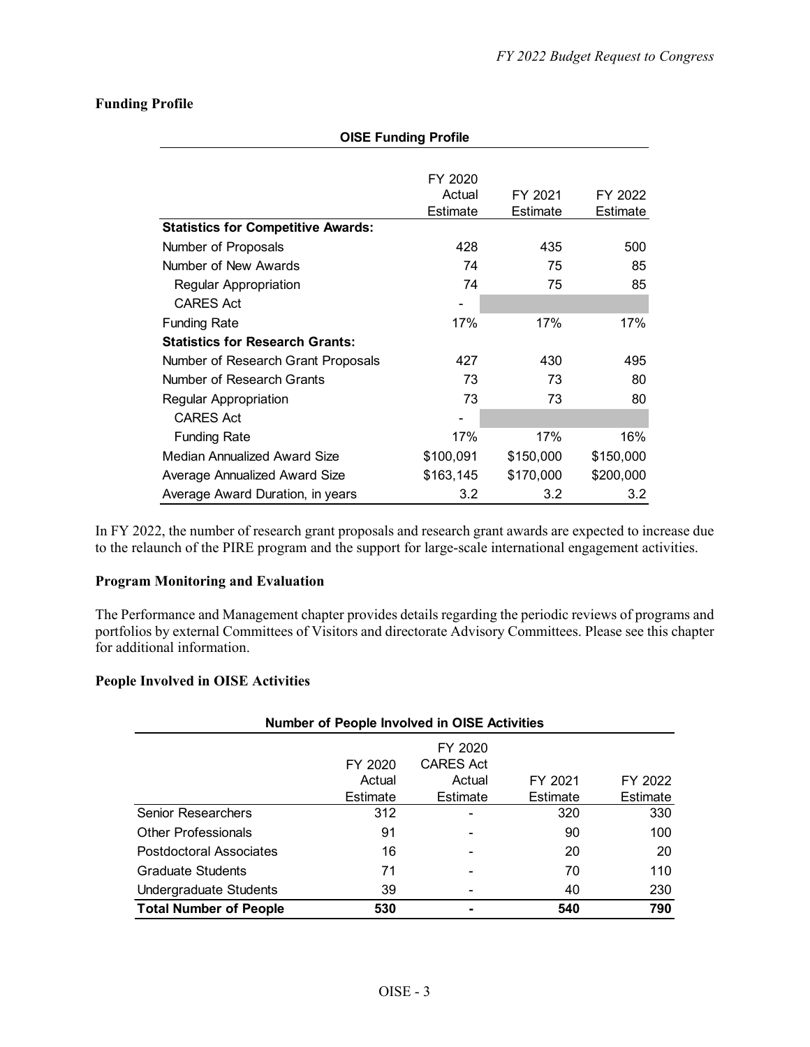## Funding Profile

**OISE Funding Profile**

| | FY 2020 Actual Estimate | FY 2021 Estimate | FY 2022 Estimate |
|---|---|---|---|
| **Statistics for Competitive Awards:** | | | |
| Number of Proposals | 428 | 435 | 500 |
| Number of New Awards | 74 | 75 | 85 |
| Regular Appropriation | 74 | 75 | 85 |
| CARES Act | - | | |
| Funding Rate | 17% | 17% | 17% |
| **Statistics for Research Grants:** | | | |
| Number of Research Grant Proposals | 427 | 430 | 495 |
| Number of Research Grants | 73 | 73 | 80 |
| Regular Appropriation | 73 | 73 | 80 |
| CARES Act | - | | |
| Funding Rate | 17% | 17% | 16% |
| Median Annualized Award Size | \$100,091 | \$150,000 | \$150,000 |
| Average Annualized Award Size | \$163,145 | \$170,000 | \$200,000 |
| Average Award Duration, in years | 3.2 | 3.2 | 3.2 |

In FY 2022, the number of research grant proposals and research grant awards are expected to increase due to the relaunch of the PIRE program and the support for large-scale international engagement activities.

## Program Monitoring and Evaluation

The Performance and Management chapter provides details regarding the periodic reviews of programs and portfolios by external Committees of Visitors and directorate Advisory Committees. Please see this chapter for additional information.

## People Involved in OISE Activities

**Number of People Involved in OISE Activities**

| | FY 2020 Actual Estimate | FY 2020 CARES Act Actual Estimate | FY 2021 Estimate | FY 2022 Estimate |
|---|---|---|---|---|
| Senior Researchers | 312 | - | 320 | 330 |
| Other Professionals | 91 | - | 90 | 100 |
| Postdoctoral Associates | 16 | - | 20 | 20 |
| Graduate Students | 71 | - | 70 | 110 |
| Undergraduate Students | 39 | - | 40 | 230 |
| **Total Number of People** | **530** | **-** | **540** | **790** |